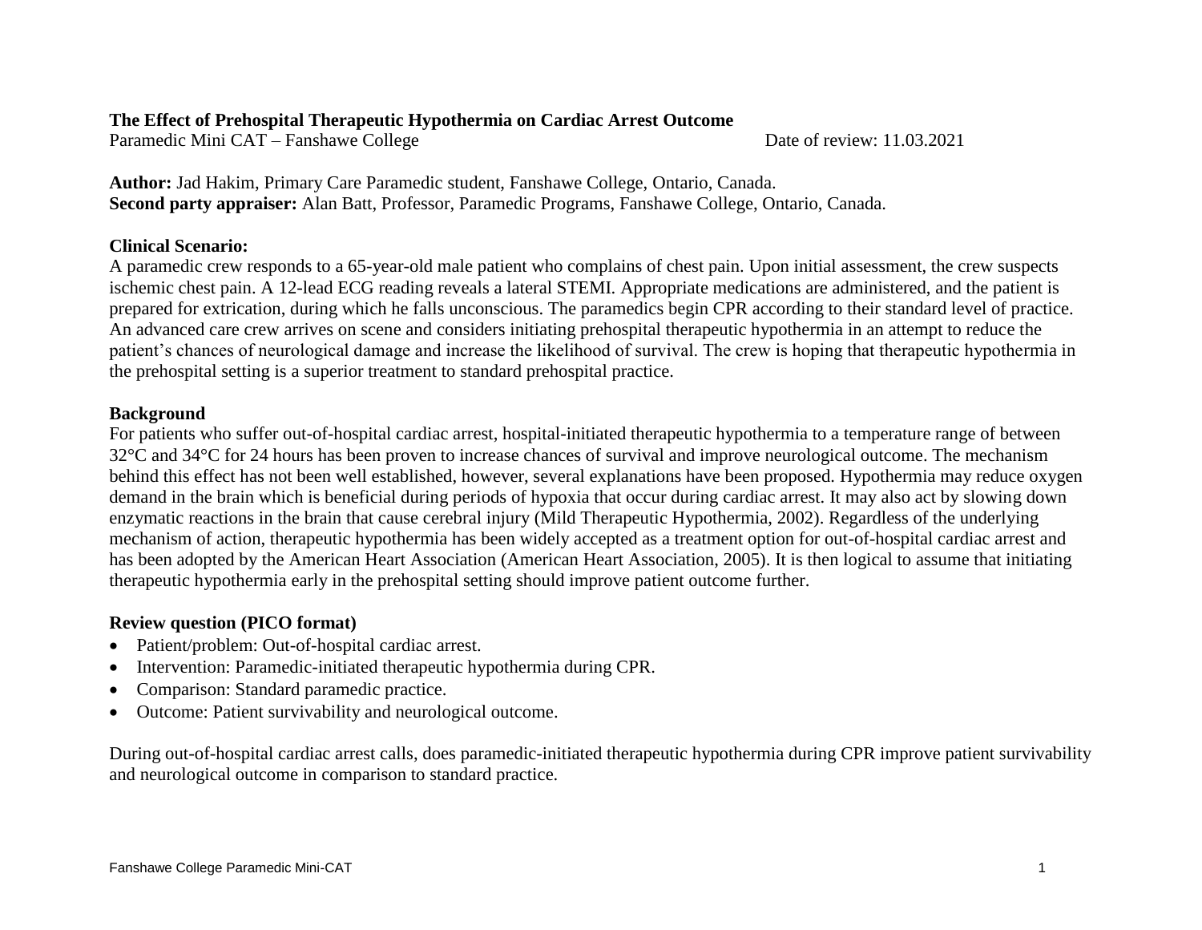**The Effect of Prehospital Therapeutic Hypothermia on Cardiac Arrest Outcome**

Paramedic Mini CAT – Fanshawe College Date of review: 11.03.2021

**Author:** Jad Hakim, Primary Care Paramedic student, Fanshawe College, Ontario, Canada.
**Second party appraiser:** Alan Batt, Professor, Paramedic Programs, Fanshawe College, Ontario, Canada.

**Clinical Scenario:**

A paramedic crew responds to a 65-year-old male patient who complains of chest pain. Upon initial assessment, the crew suspects ischemic chest pain. A 12-lead ECG reading reveals a lateral STEMI. Appropriate medications are administered, and the patient is prepared for extrication, during which he falls unconscious. The paramedics begin CPR according to their standard level of practice. An advanced care crew arrives on scene and considers initiating prehospital therapeutic hypothermia in an attempt to reduce the patient's chances of neurological damage and increase the likelihood of survival. The crew is hoping that therapeutic hypothermia in the prehospital setting is a superior treatment to standard prehospital practice.

**Background**

For patients who suffer out-of-hospital cardiac arrest, hospital-initiated therapeutic hypothermia to a temperature range of between 32°C and 34°C for 24 hours has been proven to increase chances of survival and improve neurological outcome. The mechanism behind this effect has not been well established, however, several explanations have been proposed. Hypothermia may reduce oxygen demand in the brain which is beneficial during periods of hypoxia that occur during cardiac arrest. It may also act by slowing down enzymatic reactions in the brain that cause cerebral injury (Mild Therapeutic Hypothermia, 2002). Regardless of the underlying mechanism of action, therapeutic hypothermia has been widely accepted as a treatment option for out-of-hospital cardiac arrest and has been adopted by the American Heart Association (American Heart Association, 2005). It is then logical to assume that initiating therapeutic hypothermia early in the prehospital setting should improve patient outcome further.

**Review question (PICO format)**

- Patient/problem: Out-of-hospital cardiac arrest.
- Intervention: Paramedic-initiated therapeutic hypothermia during CPR.
- Comparison: Standard paramedic practice.
- Outcome: Patient survivability and neurological outcome.

During out-of-hospital cardiac arrest calls, does paramedic-initiated therapeutic hypothermia during CPR improve patient survivability and neurological outcome in comparison to standard practice.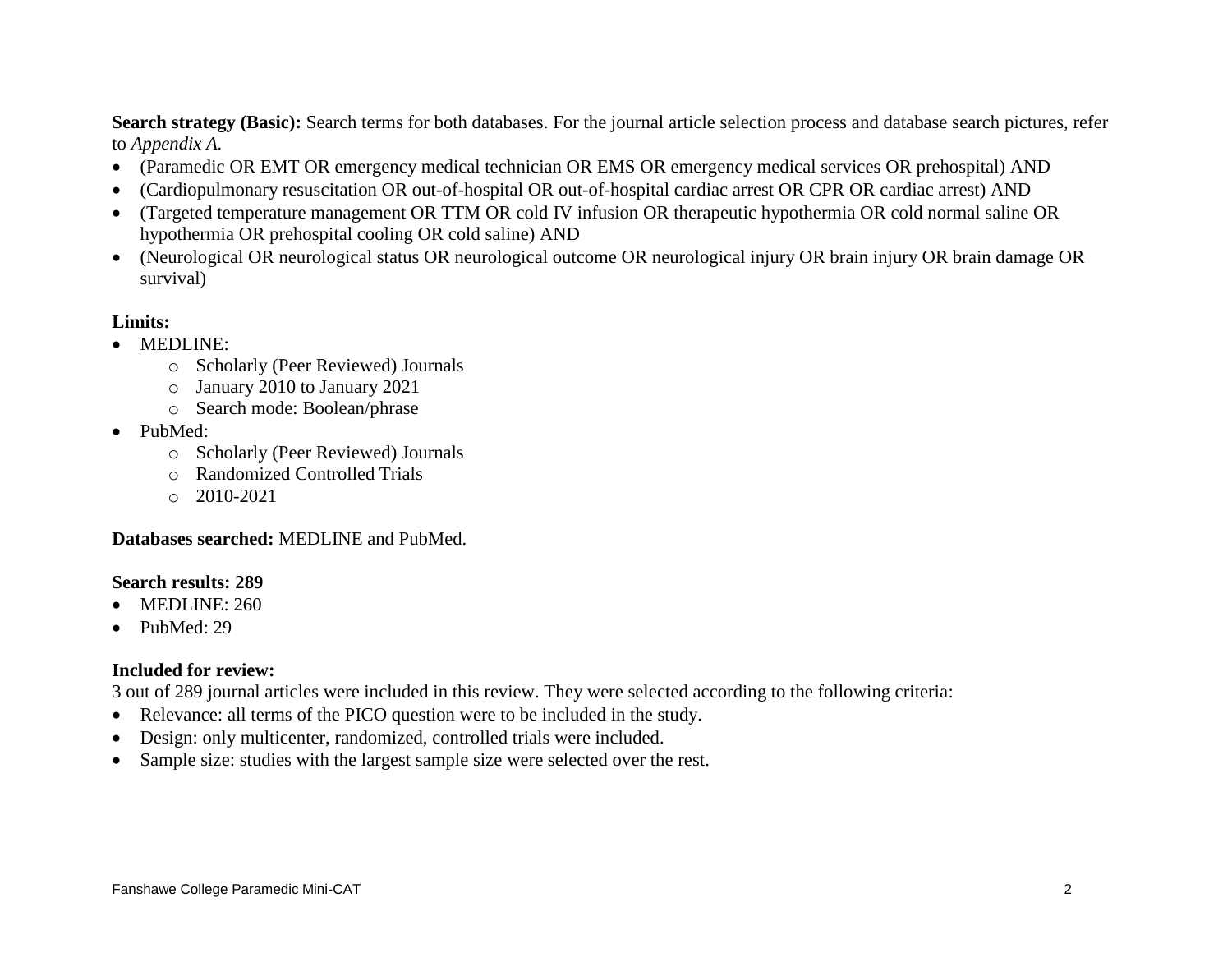**Search strategy (Basic):** Search terms for both databases. For the journal article selection process and database search pictures, refer to *Appendix A.*

- (Paramedic OR EMT OR emergency medical technician OR EMS OR emergency medical services OR prehospital) AND
- (Cardiopulmonary resuscitation OR out-of-hospital OR out-of-hospital cardiac arrest OR CPR OR cardiac arrest) AND
- (Targeted temperature management OR TTM OR cold IV infusion OR therapeutic hypothermia OR cold normal saline OR hypothermia OR prehospital cooling OR cold saline) AND
- (Neurological OR neurological status OR neurological outcome OR neurological injury OR brain injury OR brain damage OR survival)

**Limits:**

- MEDLINE:
    - Scholarly (Peer Reviewed) Journals
    - January 2010 to January 2021
    - Search mode: Boolean/phrase
- PubMed:
    - Scholarly (Peer Reviewed) Journals
    - Randomized Controlled Trials
    - 2010-2021

**Databases searched:** MEDLINE and PubMed.

**Search results: 289**

- MEDLINE: 260
- PubMed: 29

**Included for review:**

3 out of 289 journal articles were included in this review. They were selected according to the following criteria:

- Relevance: all terms of the PICO question were to be included in the study.
- Design: only multicenter, randomized, controlled trials were included.
- Sample size: studies with the largest sample size were selected over the rest.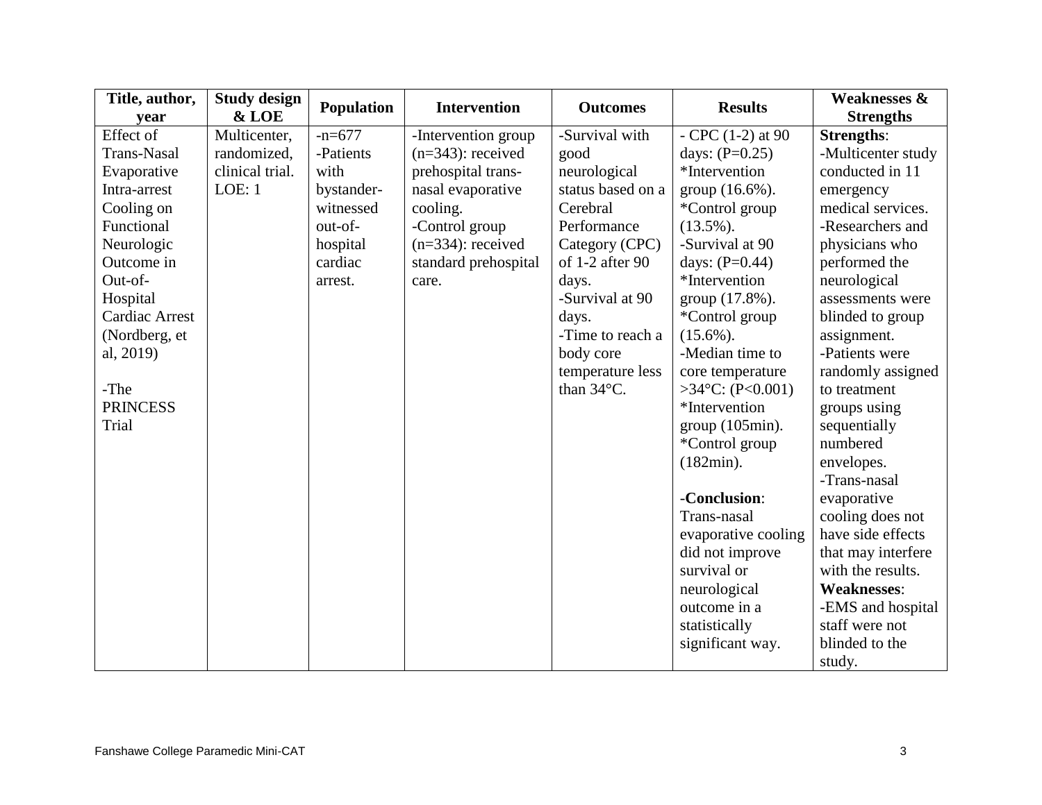| Title, author, year | Study design & LOE | Population | Intervention | Outcomes | Results | Weaknesses & Strengths |
|---|---|---|---|---|---|---|
| Effect of Trans-Nasal Evaporative Intra-arrest Cooling on Functional Neurologic Outcome in Out-of-Hospital Cardiac Arrest (Nordberg, et al, 2019)<br><br>-The PRINCESS Trial | Multicenter, randomized, clinical trial. LOE: 1 | -n=677<br>-Patients with bystander-witnessed out-of-hospital cardiac arrest. | -Intervention group (n=343): received prehospital trans-nasal evaporative cooling.<br>-Control group (n=334): received standard prehospital care. | -Survival with good neurological status based on a Cerebral Performance Category (CPC) of 1-2 after 90 days.<br>-Survival at 90 days.<br>-Time to reach a body core temperature less than 34°C. | - CPC (1-2) at 90 days: (P=0.25)<br>*Intervention group (16.6%).<br>*Control group (13.5%).<br>-Survival at 90 days: (P=0.44)<br>*Intervention group (17.8%).<br>*Control group (15.6%).<br>-Median time to core temperature >34°C: (P<0.001)<br>*Intervention group (105min).<br>*Control group (182min).<br><br>-**Conclusion**: Trans-nasal evaporative cooling did not improve survival or neurological outcome in a statistically significant way. | **Strengths**:<br>-Multicenter study conducted in 11 emergency medical services.<br>-Researchers and physicians who performed the neurological assessments were blinded to group assignment.<br>-Patients were randomly assigned to treatment groups using sequentially numbered envelopes.<br>-Trans-nasal evaporative cooling does not have side effects that may interfere with the results.<br>**Weaknesses**:<br>-EMS and hospital staff were not blinded to the study. |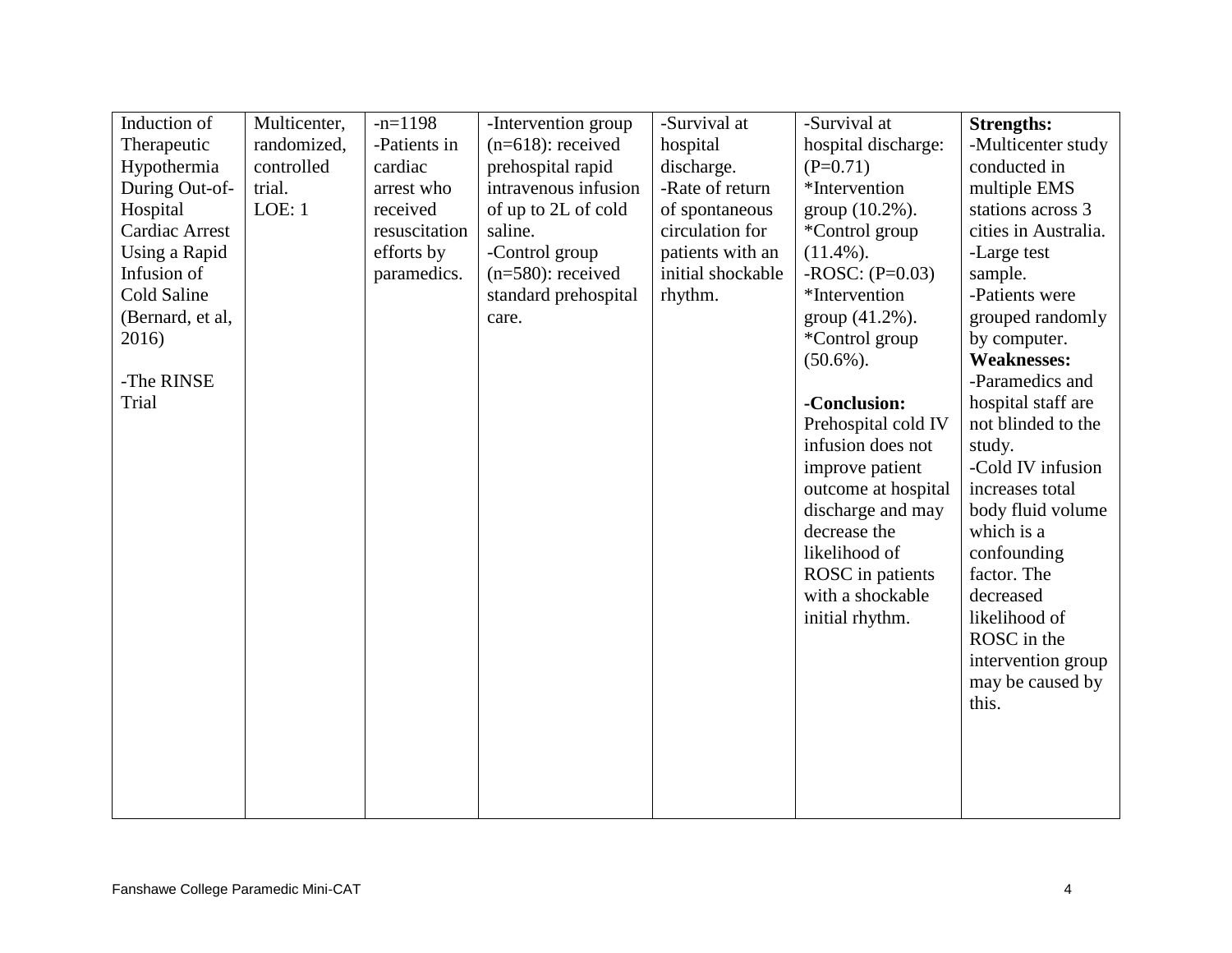| Induction of Therapeutic Hypothermia During Out-of-Hospital Cardiac Arrest Using a Rapid Infusion of Cold Saline (Bernard, et al, 2016)<br><br>-The RINSE Trial | Multicenter, randomized, controlled trial.<br>LOE: 1 | -n=1198<br>-Patients in cardiac arrest who received resuscitation efforts by paramedics. | -Intervention group (n=618): received prehospital rapid intravenous infusion of up to 2L of cold saline.<br>-Control group (n=580): received standard prehospital care. | -Survival at hospital discharge.<br>-Rate of return of spontaneous circulation for patients with an initial shockable rhythm. | -Survival at hospital discharge: (P=0.71)<br>*Intervention group (10.2%).<br>*Control group (11.4%).<br>-ROSC: (P=0.03)<br>*Intervention group (41.2%).<br>*Control group (50.6%).<br><br>-**Conclusion:** Prehospital cold IV infusion does not improve patient outcome at hospital discharge and may decrease the likelihood of ROSC in patients with a shockable initial rhythm. | **Strengths:**<br>-Multicenter study conducted in multiple EMS stations across 3 cities in Australia.<br>-Large test sample.<br>-Patients were grouped randomly by computer.<br>**Weaknesses:**<br>-Paramedics and hospital staff are not blinded to the study.<br>-Cold IV infusion increases total body fluid volume which is a confounding factor. The decreased likelihood of ROSC in the intervention group may be caused by this. |
|---|---|---|---|---|---|---|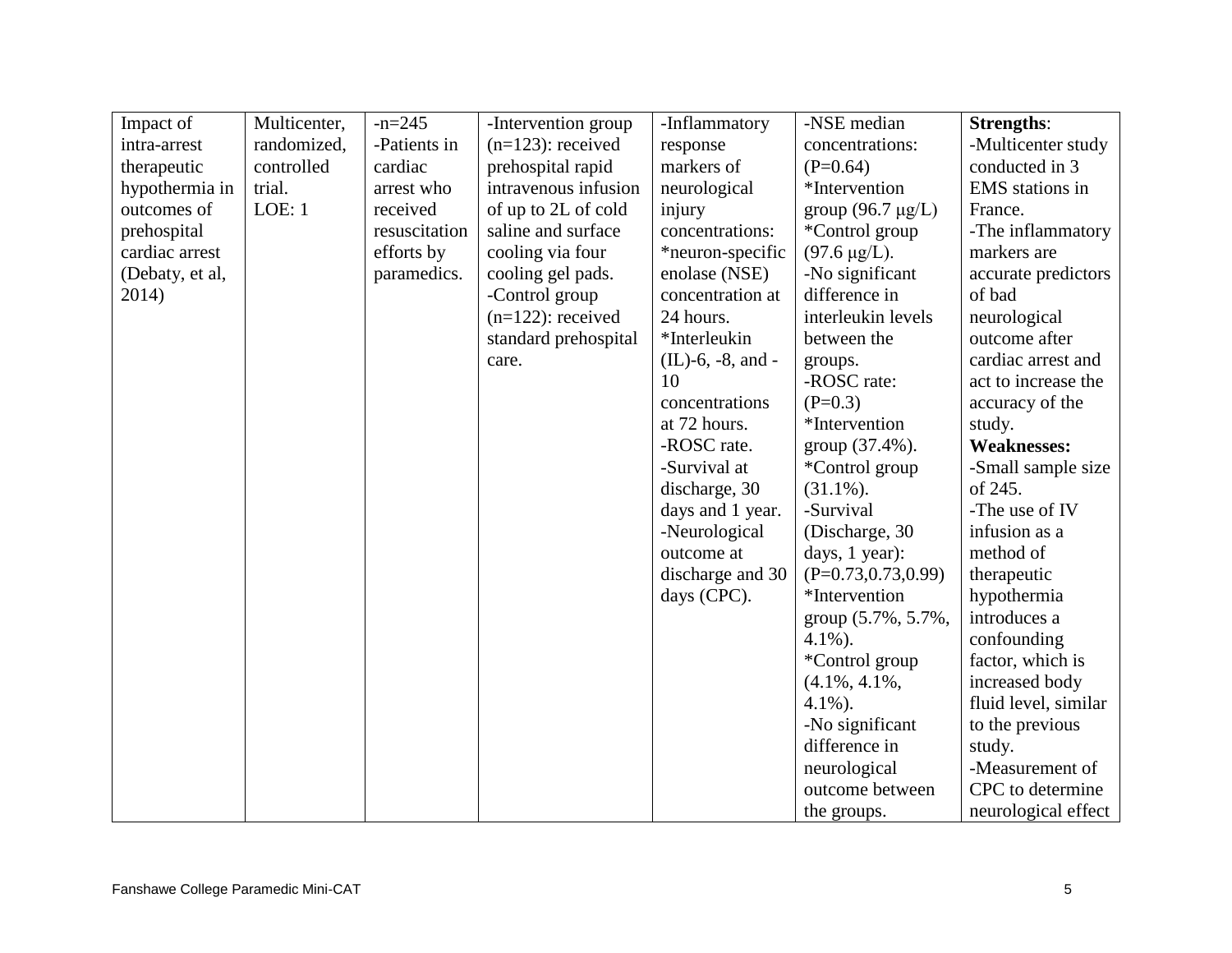| Impact of intra-arrest therapeutic hypothermia in outcomes of prehospital cardiac arrest (Debaty, et al, 2014) | Multicenter, randomized, controlled trial. LOE: 1 | -n=245 -Patients in cardiac arrest who received resuscitation efforts by paramedics. | -Intervention group (n=123): received prehospital rapid intravenous infusion of up to 2L of cold saline and surface cooling via four cooling gel pads. -Control group (n=122): received standard prehospital care. | -Inflammatory response markers of neurological injury concentrations: *neuron-specific enolase (NSE) concentration at 24 hours. *Interleukin (IL)-6, -8, and -10 concentrations at 72 hours. -ROSC rate. -Survival at discharge, 30 days and 1 year. -Neurological outcome at discharge and 30 days (CPC). | -NSE median concentrations: (P=0.64) *Intervention group (96.7 μg/L) *Control group (97.6 μg/L). -No significant difference in interleukin levels between the groups. -ROSC rate: (P=0.3) *Intervention group (37.4%). *Control group (31.1%). -Survival (Discharge, 30 days, 1 year): (P=0.73,0.73,0.99) *Intervention group (5.7%, 5.7%, 4.1%). *Control group (4.1%, 4.1%, 4.1%). -No significant difference in neurological outcome between the groups. | **Strengths**: -Multicenter study conducted in 3 EMS stations in France. -The inflammatory markers are accurate predictors of bad neurological outcome after cardiac arrest and act to increase the accuracy of the study. **Weaknesses:** -Small sample size of 245. -The use of IV infusion as a method of therapeutic hypothermia introduces a confounding factor, which is increased body fluid level, similar to the previous study. -Measurement of CPC to determine neurological effect |
|---|---|---|---|---|---|---|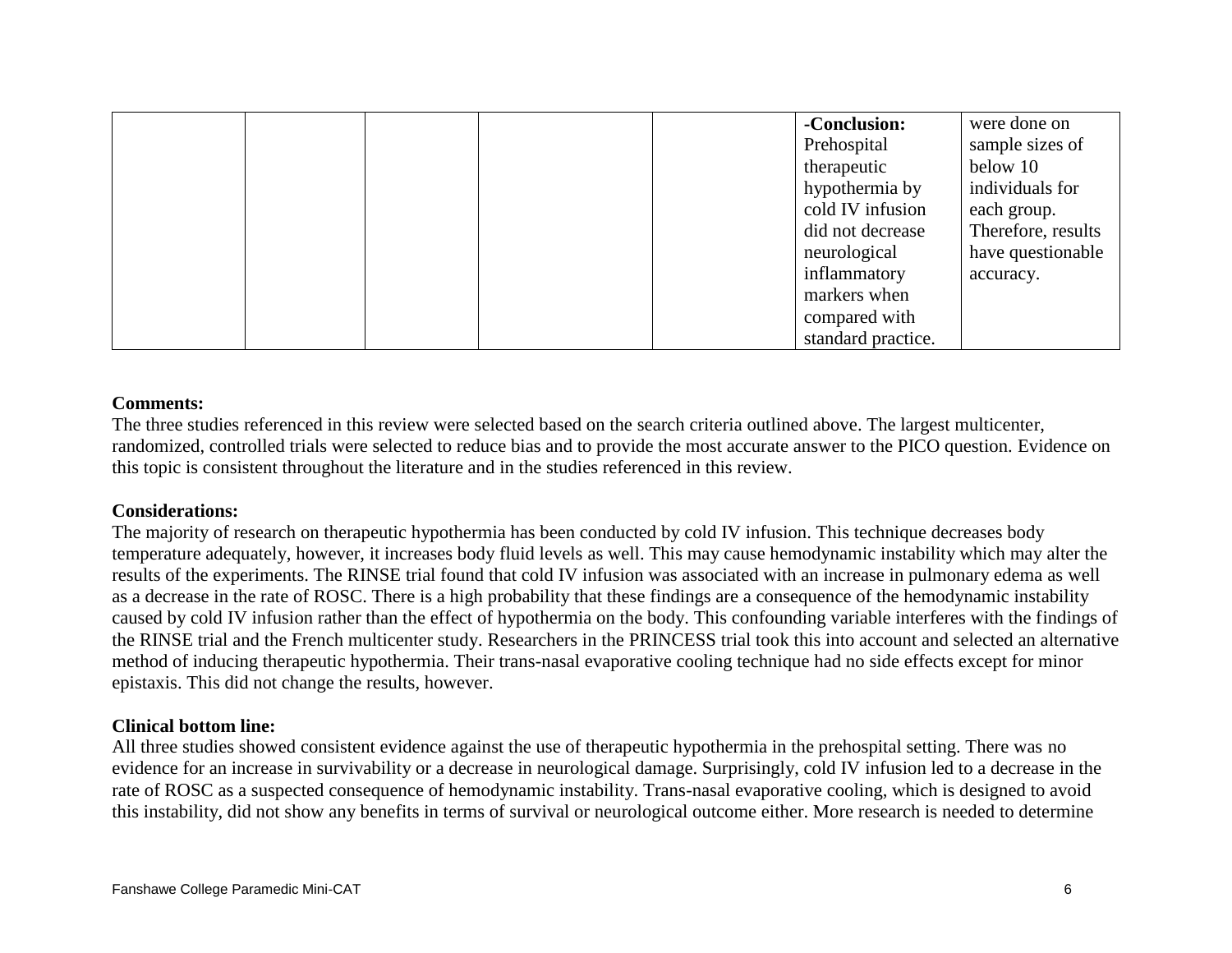| | | | | | | |
|---|---|---|---|---|---|---|
| | | | | | **-Conclusion:** Prehospital therapeutic hypothermia by cold IV infusion did not decrease neurological inflammatory markers when compared with standard practice. | were done on sample sizes of below 10 individuals for each group. Therefore, results have questionable accuracy. |

**Comments:**

The three studies referenced in this review were selected based on the search criteria outlined above. The largest multicenter, randomized, controlled trials were selected to reduce bias and to provide the most accurate answer to the PICO question. Evidence on this topic is consistent throughout the literature and in the studies referenced in this review.

**Considerations:**

The majority of research on therapeutic hypothermia has been conducted by cold IV infusion. This technique decreases body temperature adequately, however, it increases body fluid levels as well. This may cause hemodynamic instability which may alter the results of the experiments. The RINSE trial found that cold IV infusion was associated with an increase in pulmonary edema as well as a decrease in the rate of ROSC. There is a high probability that these findings are a consequence of the hemodynamic instability caused by cold IV infusion rather than the effect of hypothermia on the body. This confounding variable interferes with the findings of the RINSE trial and the French multicenter study. Researchers in the PRINCESS trial took this into account and selected an alternative method of inducing therapeutic hypothermia. Their trans-nasal evaporative cooling technique had no side effects except for minor epistaxis. This did not change the results, however.

**Clinical bottom line:**

All three studies showed consistent evidence against the use of therapeutic hypothermia in the prehospital setting. There was no evidence for an increase in survivability or a decrease in neurological damage. Surprisingly, cold IV infusion led to a decrease in the rate of ROSC as a suspected consequence of hemodynamic instability. Trans-nasal evaporative cooling, which is designed to avoid this instability, did not show any benefits in terms of survival or neurological outcome either. More research is needed to determine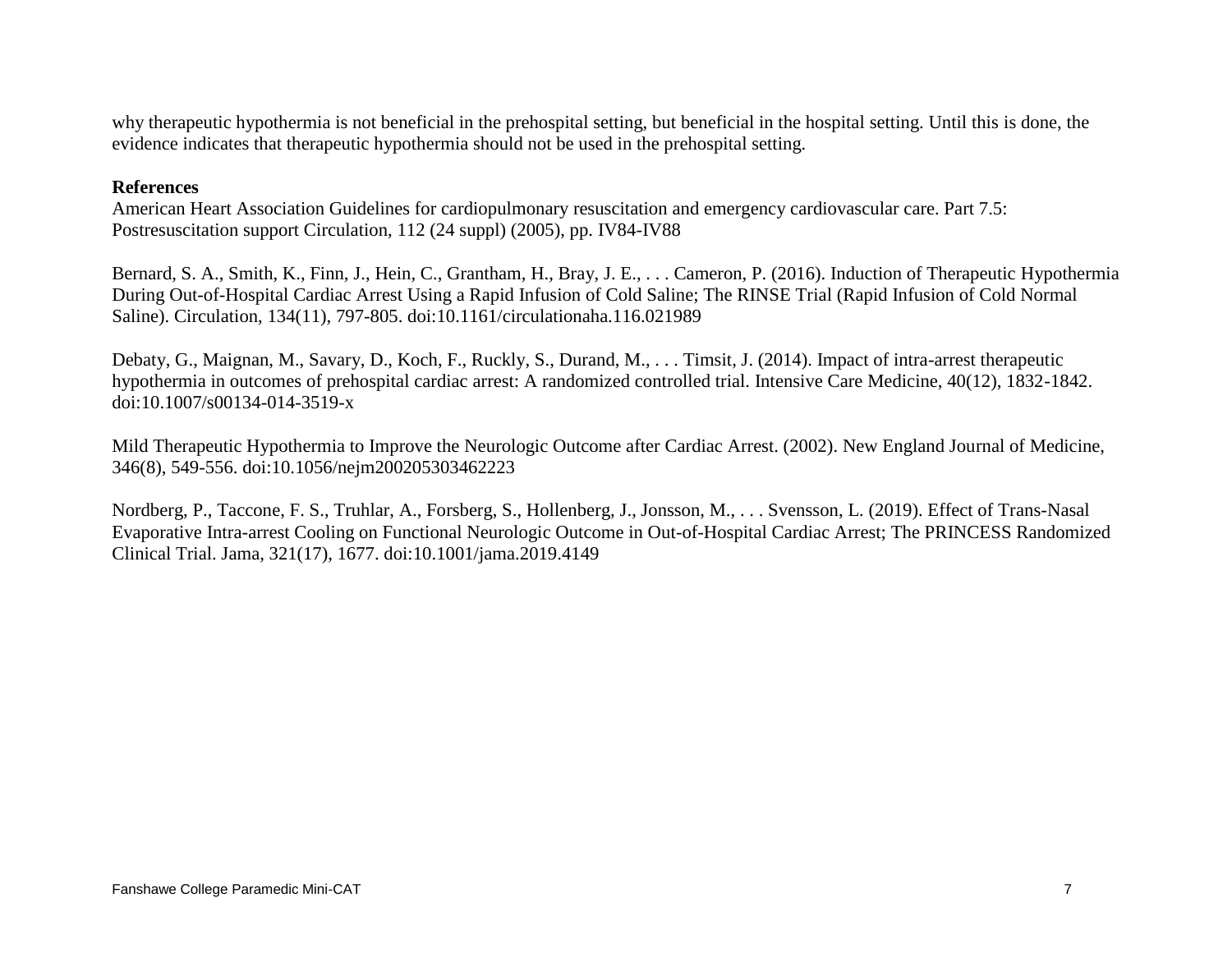why therapeutic hypothermia is not beneficial in the prehospital setting, but beneficial in the hospital setting. Until this is done, the evidence indicates that therapeutic hypothermia should not be used in the prehospital setting.

**References**

American Heart Association Guidelines for cardiopulmonary resuscitation and emergency cardiovascular care. Part 7.5: Postresuscitation support Circulation, 112 (24 suppl) (2005), pp. IV84-IV88

Bernard, S. A., Smith, K., Finn, J., Hein, C., Grantham, H., Bray, J. E., . . . Cameron, P. (2016). Induction of Therapeutic Hypothermia During Out-of-Hospital Cardiac Arrest Using a Rapid Infusion of Cold Saline; The RINSE Trial (Rapid Infusion of Cold Normal Saline). Circulation, 134(11), 797-805. doi:10.1161/circulationaha.116.021989

Debaty, G., Maignan, M., Savary, D., Koch, F., Ruckly, S., Durand, M., . . . Timsit, J. (2014). Impact of intra-arrest therapeutic hypothermia in outcomes of prehospital cardiac arrest: A randomized controlled trial. Intensive Care Medicine, 40(12), 1832-1842. doi:10.1007/s00134-014-3519-x

Mild Therapeutic Hypothermia to Improve the Neurologic Outcome after Cardiac Arrest. (2002). New England Journal of Medicine, 346(8), 549-556. doi:10.1056/nejm200205303462223

Nordberg, P., Taccone, F. S., Truhlar, A., Forsberg, S., Hollenberg, J., Jonsson, M., . . . Svensson, L. (2019). Effect of Trans-Nasal Evaporative Intra-arrest Cooling on Functional Neurologic Outcome in Out-of-Hospital Cardiac Arrest; The PRINCESS Randomized Clinical Trial. Jama, 321(17), 1677. doi:10.1001/jama.2019.4149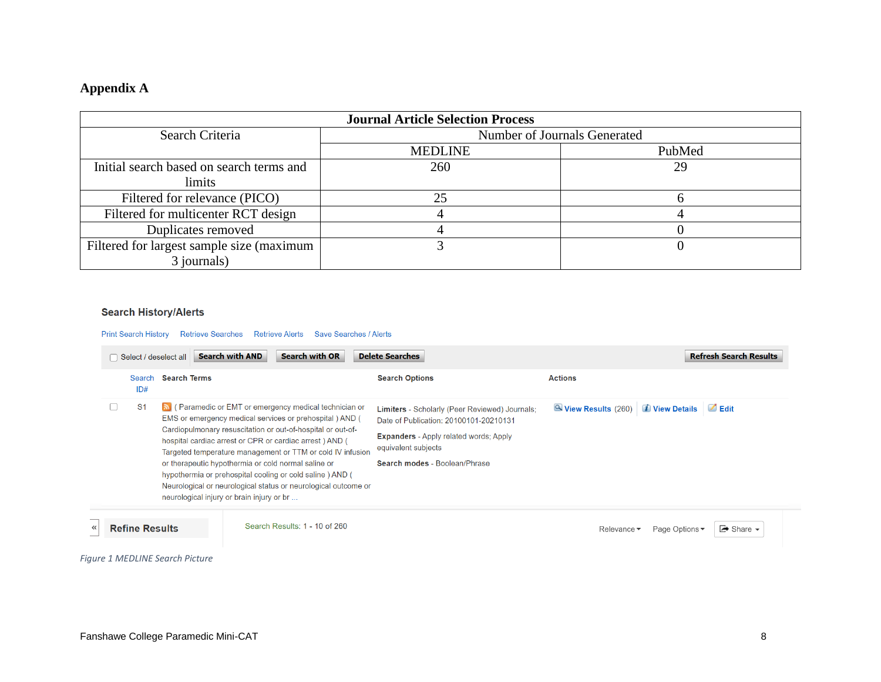# Appendix A

| Journal Article Selection Process | | |
|---|---|---|
| Search Criteria | Number of Journals Generated | |
| | MEDLINE | PubMed |
| Initial search based on search terms and limits | 260 | 29 |
| Filtered for relevance (PICO) | 25 | 6 |
| Filtered for multicenter RCT design | 4 | 4 |
| Duplicates removed | 4 | 0 |
| Filtered for largest sample size (maximum 3 journals) | 3 | 0 |

**Search History/Alerts**

Print Search History | Retrieve Searches | Retrieve Alerts | Save Searches / Alerts

Select / deselect all | Search with AND | Search with OR | Delete Searches | Refresh Search Results

| Search ID# | Search Terms | Search Options | Actions |
|---|---|---|---|
| S1 | ( Paramedic or EMT or emergency medical technician or EMS or emergency medical services or prehospital ) AND ( Cardiopulmonary resuscitation or out-of-hospital or out-of-hospital cardiac arrest or CPR or cardiac arrest ) AND ( Targeted temperature management or TTM or cold IV infusion or therapeutic hypothermia or cold normal saline or hypothermia or prehospital cooling or cold saline ) AND ( Neurological or neurological status or neurological outcome or neurological injury or brain injury or br ... | **Limiters** - Scholarly (Peer Reviewed) Journals; Date of Publication: 20100101-20210131<br>**Expanders** - Apply related words; Apply equivalent subjects<br>**Search modes** - Boolean/Phrase | View Results (260) \| View Details \| Edit |

Refine Results | Search Results: 1 - 10 of 260 | Relevance | Page Options | Share

*Figure 1 MEDLINE Search Picture*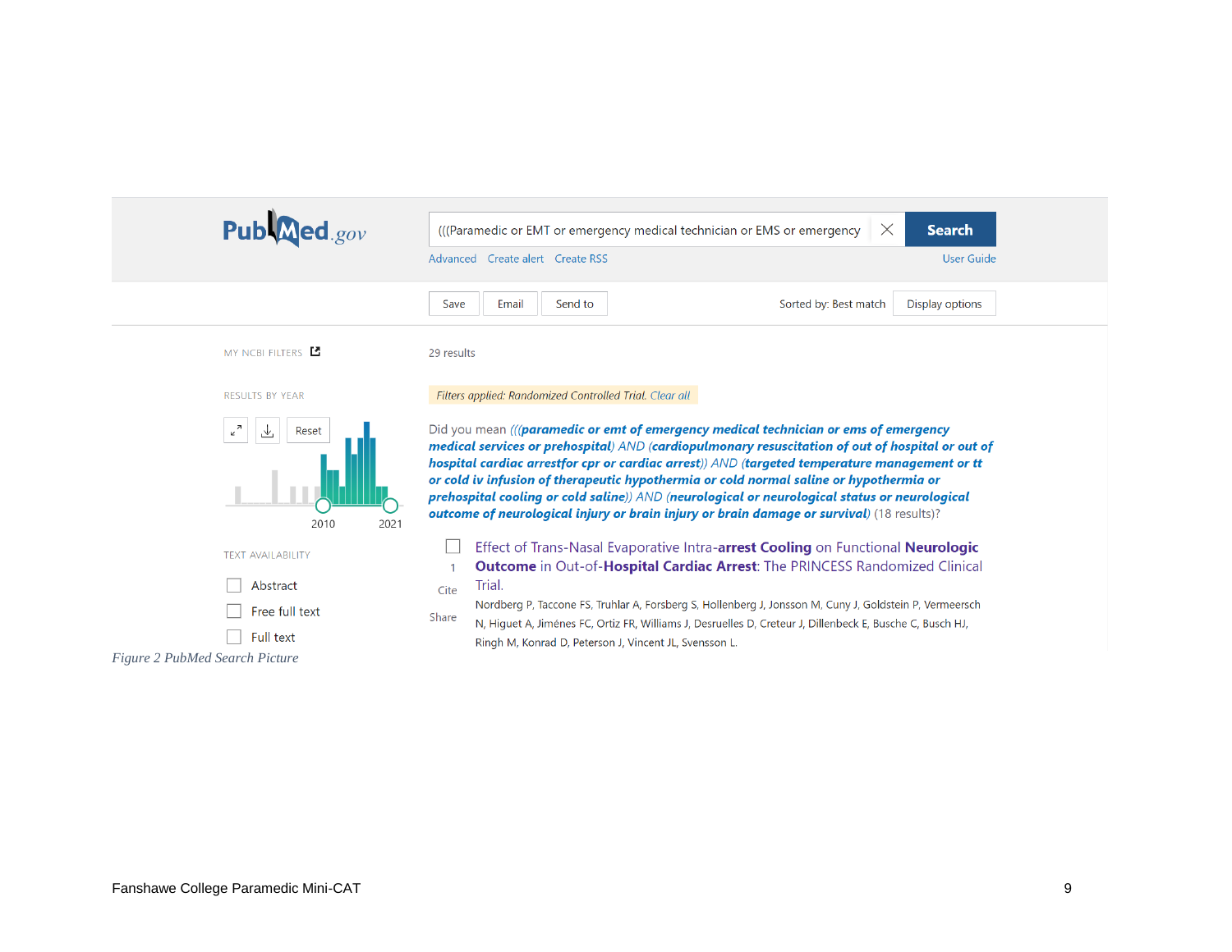PubMed.gov

(((Paramedic or EMT or emergency medical technician or EMS or emergency

Search

Advanced Create alert Create RSS

User Guide

Save Email Send to

Sorted by: Best match Display options

MY NCBI FILTERS

29 results

RESULTS BY YEAR

Reset

2010 2021

Filters applied: Randomized Controlled Trial. Clear all

Did you mean (((**paramedic or emt of emergency medical technician or ems of emergency medical services or prehospital**) AND (**cardiopulmonary resuscitation of out of hospital or out of hospital cardiac arrestfor cpr or cardiac arrest**)) AND (**targeted temperature management or tt or cold iv infusion of therapeutic hypothermia or cold normal saline or hypothermia or prehospital cooling or cold saline**)) AND (**neurological or neurological status or neurological outcome of neurological injury or brain injury or brain damage or survival**) (18 results)?

TEXT AVAILABILITY

- Abstract
- Free full text
- Full text

1

Cite

Share

Effect of Trans-Nasal Evaporative Intra-**arrest Cooling** on Functional **Neurologic Outcome** in Out-of-**Hospital Cardiac Arrest**: The PRINCESS Randomized Clinical Trial.

Nordberg P, Taccone FS, Truhlar A, Forsberg S, Hollenberg J, Jonsson M, Cuny J, Goldstein P, Vermeersch N, Higuet A, Jiménes FC, Ortiz FR, Williams J, Desruelles D, Creteur J, Dillenbeck E, Busche C, Busch HJ, Ringh M, Konrad D, Peterson J, Vincent JL, Svensson L.

*Figure 2 PubMed Search Picture*